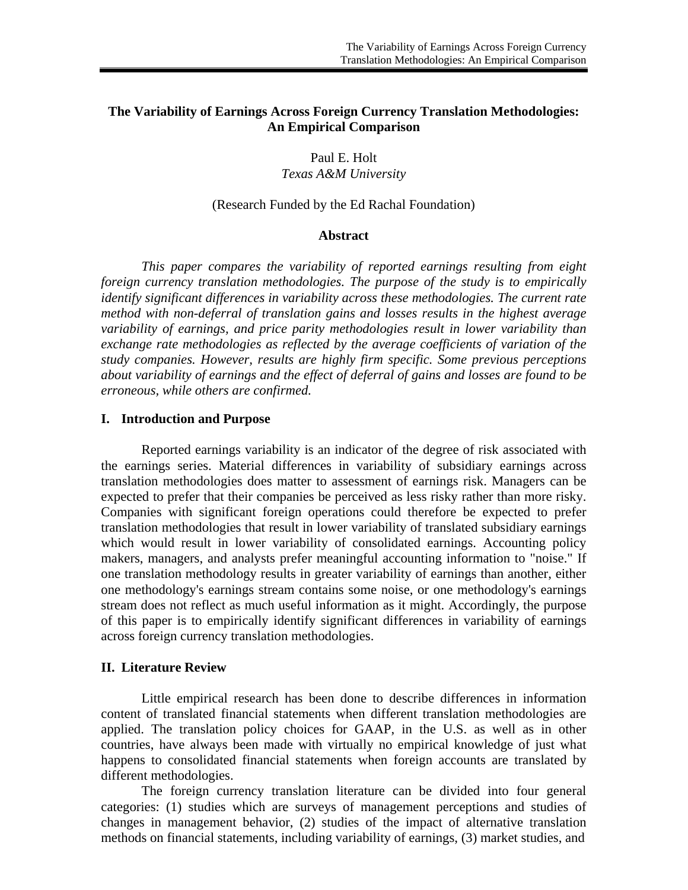# The Variability of Earnings Across Foreign Currency Translation Methodologies: An Empirical Comparison

Paul E. Holt
*Texas A&M University*

(Research Funded by the Ed Rachal Foundation)

## Abstract

*This paper compares the variability of reported earnings resulting from eight foreign currency translation methodologies. The purpose of the study is to empirically identify significant differences in variability across these methodologies. The current rate method with non-deferral of translation gains and losses results in the highest average variability of earnings, and price parity methodologies result in lower variability than exchange rate methodologies as reflected by the average coefficients of variation of the study companies. However, results are highly firm specific. Some previous perceptions about variability of earnings and the effect of deferral of gains and losses are found to be erroneous, while others are confirmed.*

## I. Introduction and Purpose

Reported earnings variability is an indicator of the degree of risk associated with the earnings series. Material differences in variability of subsidiary earnings across translation methodologies does matter to assessment of earnings risk. Managers can be expected to prefer that their companies be perceived as less risky rather than more risky. Companies with significant foreign operations could therefore be expected to prefer translation methodologies that result in lower variability of translated subsidiary earnings which would result in lower variability of consolidated earnings. Accounting policy makers, managers, and analysts prefer meaningful accounting information to "noise." If one translation methodology results in greater variability of earnings than another, either one methodology's earnings stream contains some noise, or one methodology's earnings stream does not reflect as much useful information as it might. Accordingly, the purpose of this paper is to empirically identify significant differences in variability of earnings across foreign currency translation methodologies.

## II. Literature Review

Little empirical research has been done to describe differences in information content of translated financial statements when different translation methodologies are applied. The translation policy choices for GAAP, in the U.S. as well as in other countries, have always been made with virtually no empirical knowledge of just what happens to consolidated financial statements when foreign accounts are translated by different methodologies.

The foreign currency translation literature can be divided into four general categories: (1) studies which are surveys of management perceptions and studies of changes in management behavior, (2) studies of the impact of alternative translation methods on financial statements, including variability of earnings, (3) market studies, and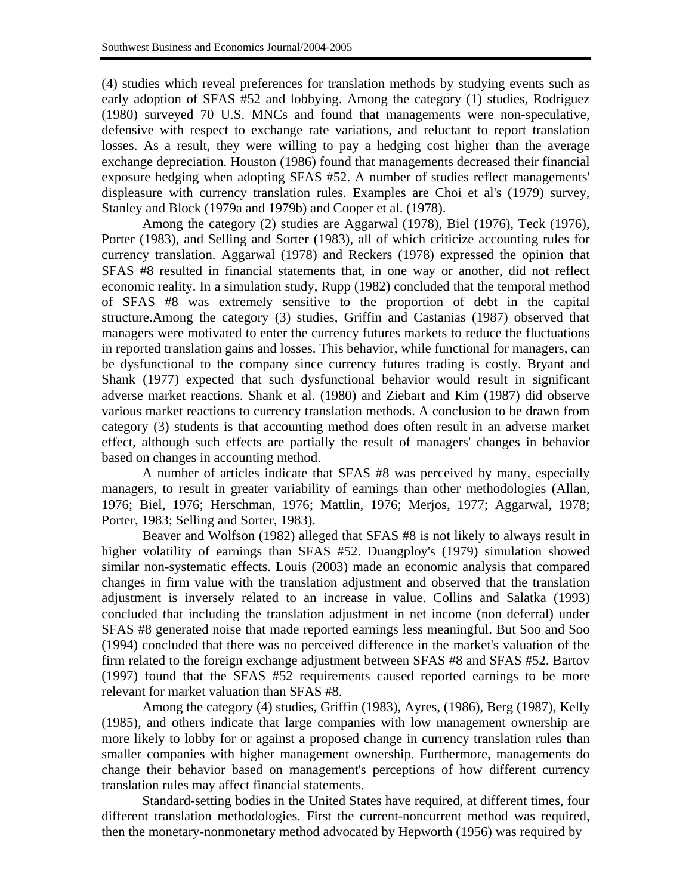(4) studies which reveal preferences for translation methods by studying events such as early adoption of SFAS #52 and lobbying. Among the category (1) studies, Rodriguez (1980) surveyed 70 U.S. MNCs and found that managements were non-speculative, defensive with respect to exchange rate variations, and reluctant to report translation losses. As a result, they were willing to pay a hedging cost higher than the average exchange depreciation. Houston (1986) found that managements decreased their financial exposure hedging when adopting SFAS #52. A number of studies reflect managements' displeasure with currency translation rules. Examples are Choi et al's (1979) survey, Stanley and Block (1979a and 1979b) and Cooper et al. (1978).

Among the category (2) studies are Aggarwal (1978), Biel (1976), Teck (1976), Porter (1983), and Selling and Sorter (1983), all of which criticize accounting rules for currency translation. Aggarwal (1978) and Reckers (1978) expressed the opinion that SFAS #8 resulted in financial statements that, in one way or another, did not reflect economic reality. In a simulation study, Rupp (1982) concluded that the temporal method of SFAS #8 was extremely sensitive to the proportion of debt in the capital structure.Among the category (3) studies, Griffin and Castanias (1987) observed that managers were motivated to enter the currency futures markets to reduce the fluctuations in reported translation gains and losses. This behavior, while functional for managers, can be dysfunctional to the company since currency futures trading is costly. Bryant and Shank (1977) expected that such dysfunctional behavior would result in significant adverse market reactions. Shank et al. (1980) and Ziebart and Kim (1987) did observe various market reactions to currency translation methods. A conclusion to be drawn from category (3) students is that accounting method does often result in an adverse market effect, although such effects are partially the result of managers' changes in behavior based on changes in accounting method.

A number of articles indicate that SFAS #8 was perceived by many, especially managers, to result in greater variability of earnings than other methodologies (Allan, 1976; Biel, 1976; Herschman, 1976; Mattlin, 1976; Merjos, 1977; Aggarwal, 1978; Porter, 1983; Selling and Sorter, 1983).

Beaver and Wolfson (1982) alleged that SFAS #8 is not likely to always result in higher volatility of earnings than SFAS #52. Duangploy's (1979) simulation showed similar non-systematic effects. Louis (2003) made an economic analysis that compared changes in firm value with the translation adjustment and observed that the translation adjustment is inversely related to an increase in value. Collins and Salatka (1993) concluded that including the translation adjustment in net income (non deferral) under SFAS #8 generated noise that made reported earnings less meaningful. But Soo and Soo (1994) concluded that there was no perceived difference in the market's valuation of the firm related to the foreign exchange adjustment between SFAS #8 and SFAS #52. Bartov (1997) found that the SFAS #52 requirements caused reported earnings to be more relevant for market valuation than SFAS #8.

Among the category (4) studies, Griffin (1983), Ayres, (1986), Berg (1987), Kelly (1985), and others indicate that large companies with low management ownership are more likely to lobby for or against a proposed change in currency translation rules than smaller companies with higher management ownership. Furthermore, managements do change their behavior based on management's perceptions of how different currency translation rules may affect financial statements.

Standard-setting bodies in the United States have required, at different times, four different translation methodologies. First the current-noncurrent method was required, then the monetary-nonmonetary method advocated by Hepworth (1956) was required by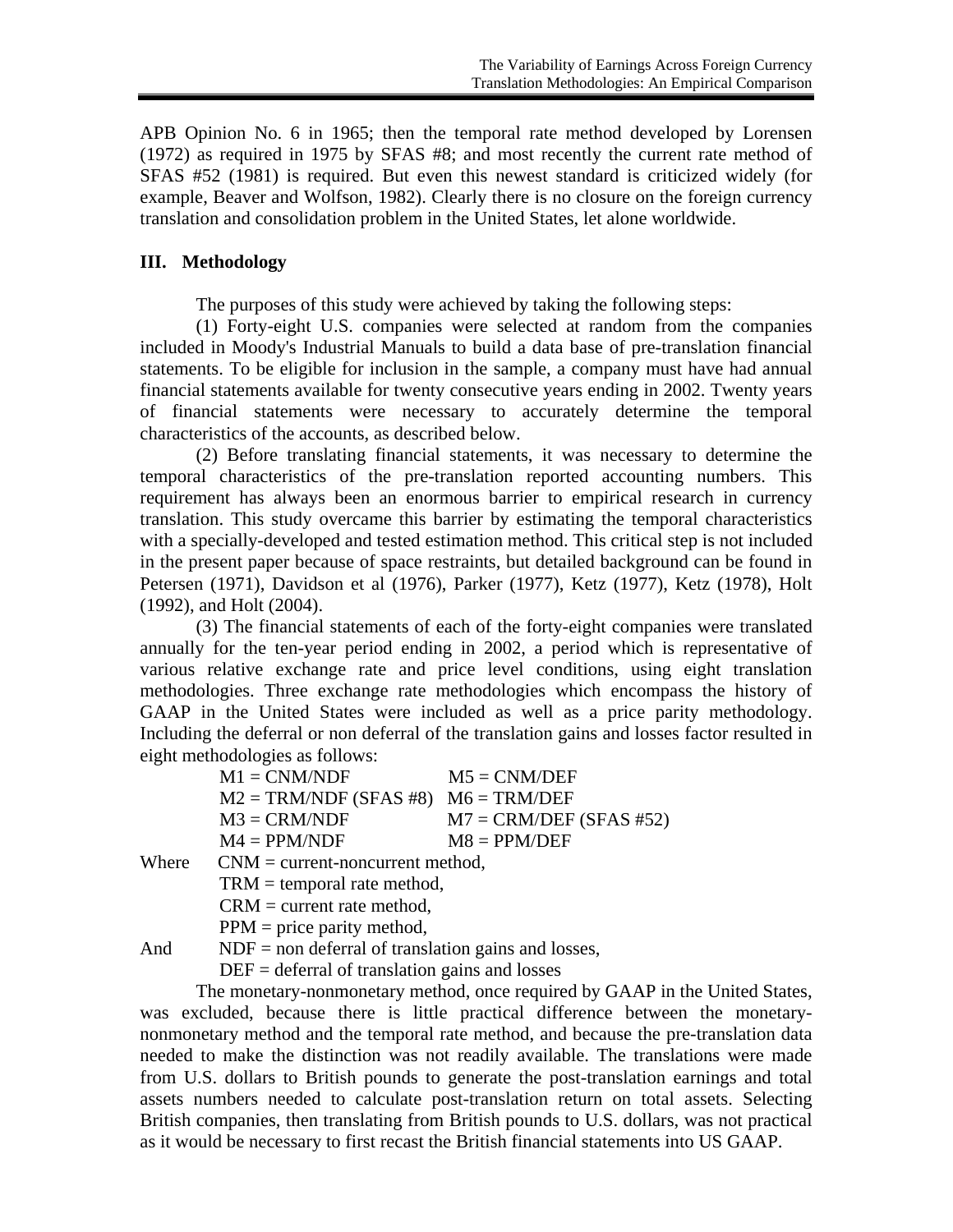APB Opinion No. 6 in 1965; then the temporal rate method developed by Lorensen (1972) as required in 1975 by SFAS #8; and most recently the current rate method of SFAS #52 (1981) is required. But even this newest standard is criticized widely (for example, Beaver and Wolfson, 1982). Clearly there is no closure on the foreign currency translation and consolidation problem in the United States, let alone worldwide.

## III. Methodology

The purposes of this study were achieved by taking the following steps:

(1) Forty-eight U.S. companies were selected at random from the companies included in Moody's Industrial Manuals to build a data base of pre-translation financial statements. To be eligible for inclusion in the sample, a company must have had annual financial statements available for twenty consecutive years ending in 2002. Twenty years of financial statements were necessary to accurately determine the temporal characteristics of the accounts, as described below.

(2) Before translating financial statements, it was necessary to determine the temporal characteristics of the pre-translation reported accounting numbers. This requirement has always been an enormous barrier to empirical research in currency translation. This study overcame this barrier by estimating the temporal characteristics with a specially-developed and tested estimation method. This critical step is not included in the present paper because of space restraints, but detailed background can be found in Petersen (1971), Davidson et al (1976), Parker (1977), Ketz (1977), Ketz (1978), Holt (1992), and Holt (2004).

(3) The financial statements of each of the forty-eight companies were translated annually for the ten-year period ending in 2002, a period which is representative of various relative exchange rate and price level conditions, using eight translation methodologies. Three exchange rate methodologies which encompass the history of GAAP in the United States were included as well as a price parity methodology. Including the deferral or non deferral of the translation gains and losses factor resulted in eight methodologies as follows:

M1 = CNM/NDF M5 = CNM/DEF
M2 = TRM/NDF (SFAS #8) M6 = TRM/DEF
M3 = CRM/NDF M7 = CRM/DEF (SFAS #52)
M4 = PPM/NDF M8 = PPM/DEF

Where CNM = current-noncurrent method,
TRM = temporal rate method,
CRM = current rate method,
PPM = price parity method,
And NDF = non deferral of translation gains and losses,
DEF = deferral of translation gains and losses

The monetary-nonmonetary method, once required by GAAP in the United States, was excluded, because there is little practical difference between the monetary-nonmonetary method and the temporal rate method, and because the pre-translation data needed to make the distinction was not readily available. The translations were made from U.S. dollars to British pounds to generate the post-translation earnings and total assets numbers needed to calculate post-translation return on total assets. Selecting British companies, then translating from British pounds to U.S. dollars, was not practical as it would be necessary to first recast the British financial statements into US GAAP.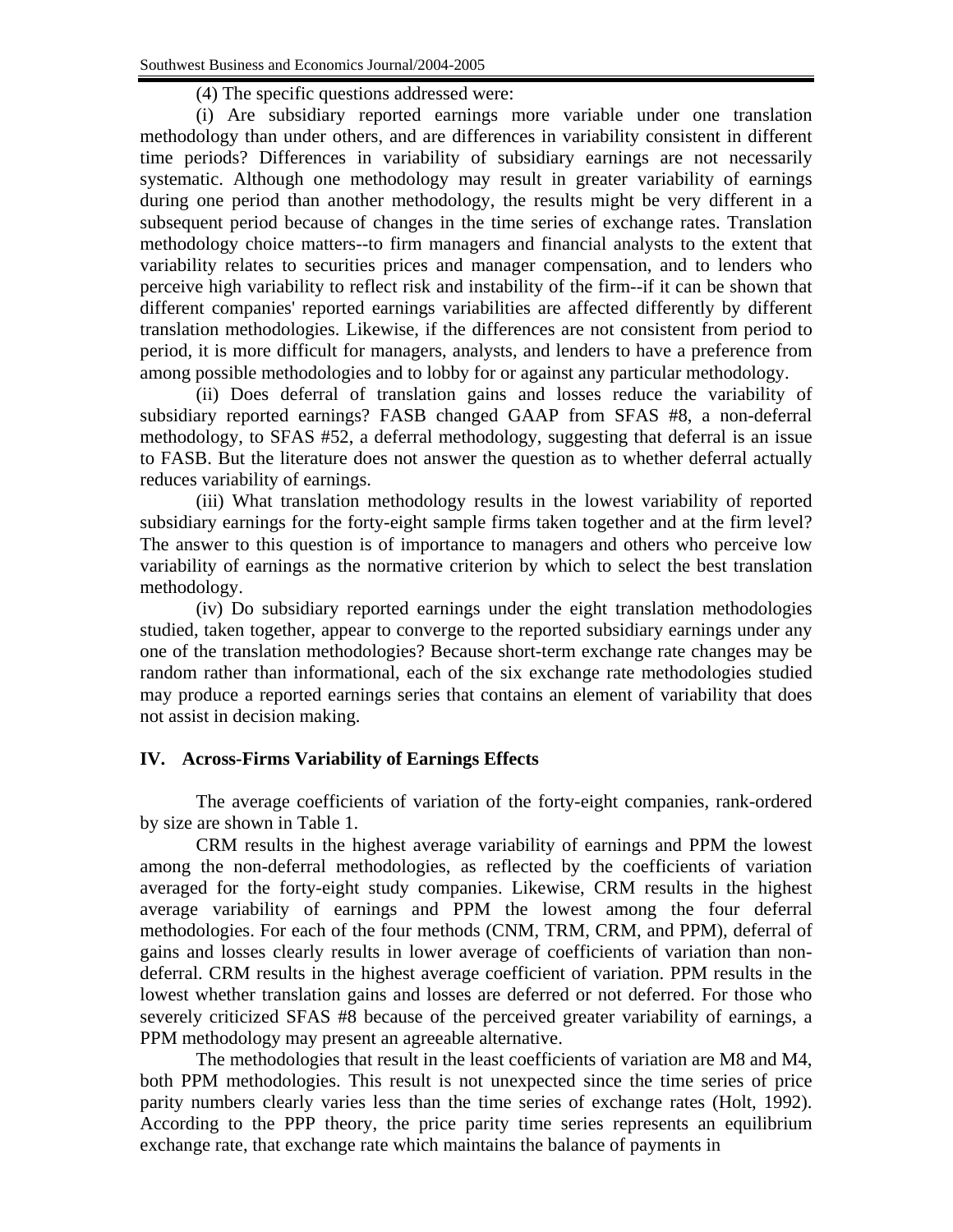(4) The specific questions addressed were:

(i) Are subsidiary reported earnings more variable under one translation methodology than under others, and are differences in variability consistent in different time periods? Differences in variability of subsidiary earnings are not necessarily systematic. Although one methodology may result in greater variability of earnings during one period than another methodology, the results might be very different in a subsequent period because of changes in the time series of exchange rates. Translation methodology choice matters--to firm managers and financial analysts to the extent that variability relates to securities prices and manager compensation, and to lenders who perceive high variability to reflect risk and instability of the firm--if it can be shown that different companies' reported earnings variabilities are affected differently by different translation methodologies. Likewise, if the differences are not consistent from period to period, it is more difficult for managers, analysts, and lenders to have a preference from among possible methodologies and to lobby for or against any particular methodology.

(ii) Does deferral of translation gains and losses reduce the variability of subsidiary reported earnings? FASB changed GAAP from SFAS #8, a non-deferral methodology, to SFAS #52, a deferral methodology, suggesting that deferral is an issue to FASB. But the literature does not answer the question as to whether deferral actually reduces variability of earnings.

(iii) What translation methodology results in the lowest variability of reported subsidiary earnings for the forty-eight sample firms taken together and at the firm level? The answer to this question is of importance to managers and others who perceive low variability of earnings as the normative criterion by which to select the best translation methodology.

(iv) Do subsidiary reported earnings under the eight translation methodologies studied, taken together, appear to converge to the reported subsidiary earnings under any one of the translation methodologies? Because short-term exchange rate changes may be random rather than informational, each of the six exchange rate methodologies studied may produce a reported earnings series that contains an element of variability that does not assist in decision making.

## IV. Across-Firms Variability of Earnings Effects

The average coefficients of variation of the forty-eight companies, rank-ordered by size are shown in Table 1.

CRM results in the highest average variability of earnings and PPM the lowest among the non-deferral methodologies, as reflected by the coefficients of variation averaged for the forty-eight study companies. Likewise, CRM results in the highest average variability of earnings and PPM the lowest among the four deferral methodologies. For each of the four methods (CNM, TRM, CRM, and PPM), deferral of gains and losses clearly results in lower average of coefficients of variation than non-deferral. CRM results in the highest average coefficient of variation. PPM results in the lowest whether translation gains and losses are deferred or not deferred. For those who severely criticized SFAS #8 because of the perceived greater variability of earnings, a PPM methodology may present an agreeable alternative.

The methodologies that result in the least coefficients of variation are M8 and M4, both PPM methodologies. This result is not unexpected since the time series of price parity numbers clearly varies less than the time series of exchange rates (Holt, 1992). According to the PPP theory, the price parity time series represents an equilibrium exchange rate, that exchange rate which maintains the balance of payments in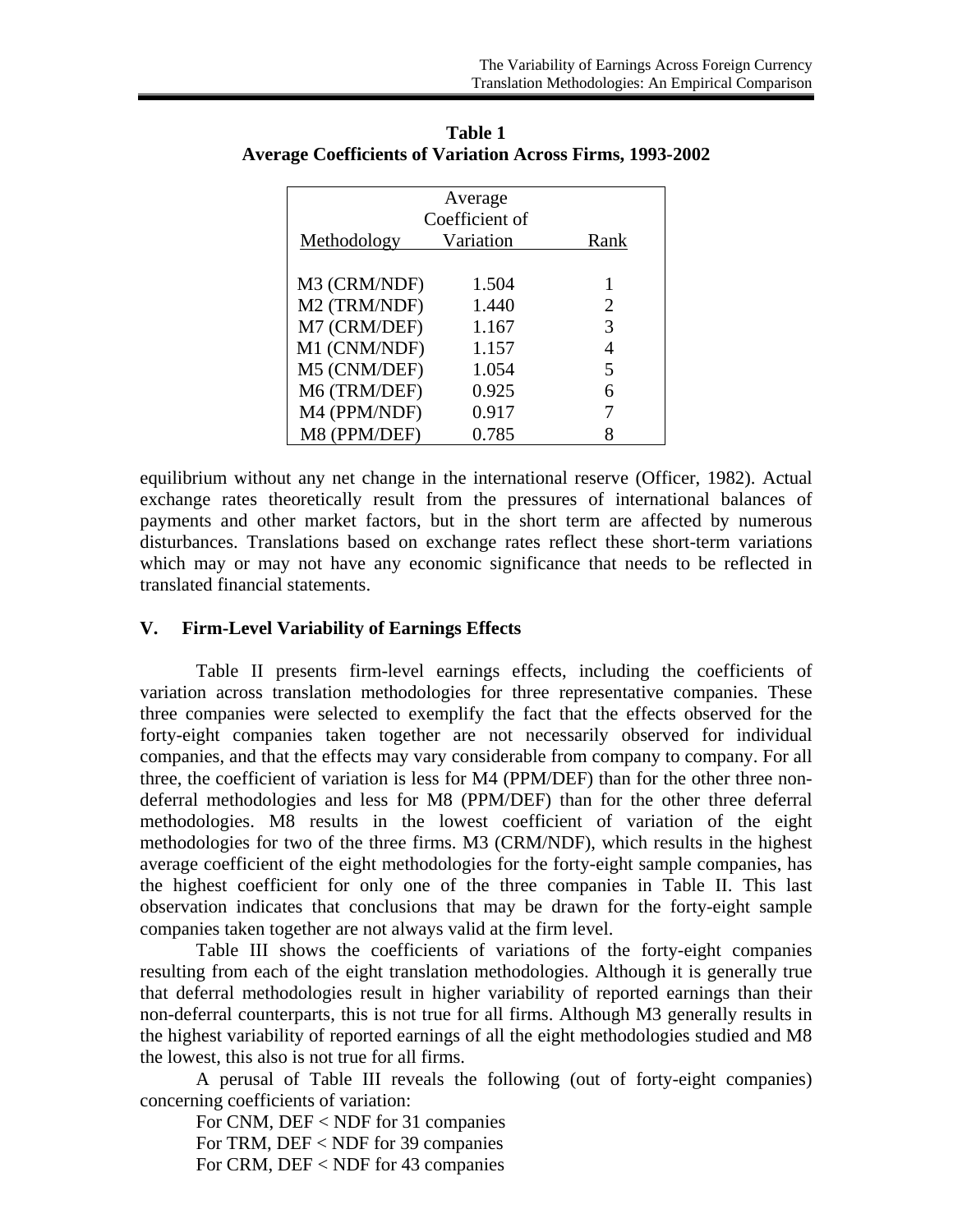**Table 1**
**Average Coefficients of Variation Across Firms, 1993-2002**

| Methodology | Average Coefficient of Variation | Rank |
|---|---|---|
| M3 (CRM/NDF) | 1.504 | 1 |
| M2 (TRM/NDF) | 1.440 | 2 |
| M7 (CRM/DEF) | 1.167 | 3 |
| M1 (CNM/NDF) | 1.157 | 4 |
| M5 (CNM/DEF) | 1.054 | 5 |
| M6 (TRM/DEF) | 0.925 | 6 |
| M4 (PPM/NDF) | 0.917 | 7 |
| M8 (PPM/DEF) | 0.785 | 8 |

equilibrium without any net change in the international reserve (Officer, 1982). Actual exchange rates theoretically result from the pressures of international balances of payments and other market factors, but in the short term are affected by numerous disturbances. Translations based on exchange rates reflect these short-term variations which may or may not have any economic significance that needs to be reflected in translated financial statements.

## V. Firm-Level Variability of Earnings Effects

Table II presents firm-level earnings effects, including the coefficients of variation across translation methodologies for three representative companies. These three companies were selected to exemplify the fact that the effects observed for the forty-eight companies taken together are not necessarily observed for individual companies, and that the effects may vary considerable from company to company. For all three, the coefficient of variation is less for M4 (PPM/DEF) than for the other three non-deferral methodologies and less for M8 (PPM/DEF) than for the other three deferral methodologies. M8 results in the lowest coefficient of variation of the eight methodologies for two of the three firms. M3 (CRM/NDF), which results in the highest average coefficient of the eight methodologies for the forty-eight sample companies, has the highest coefficient for only one of the three companies in Table II. This last observation indicates that conclusions that may be drawn for the forty-eight sample companies taken together are not always valid at the firm level.

Table III shows the coefficients of variations of the forty-eight companies resulting from each of the eight translation methodologies. Although it is generally true that deferral methodologies result in higher variability of reported earnings than their non-deferral counterparts, this is not true for all firms. Although M3 generally results in the highest variability of reported earnings of all the eight methodologies studied and M8 the lowest, this also is not true for all firms.

A perusal of Table III reveals the following (out of forty-eight companies) concerning coefficients of variation:

For CNM, DEF < NDF for 31 companies
For TRM, DEF < NDF for 39 companies
For CRM, DEF < NDF for 43 companies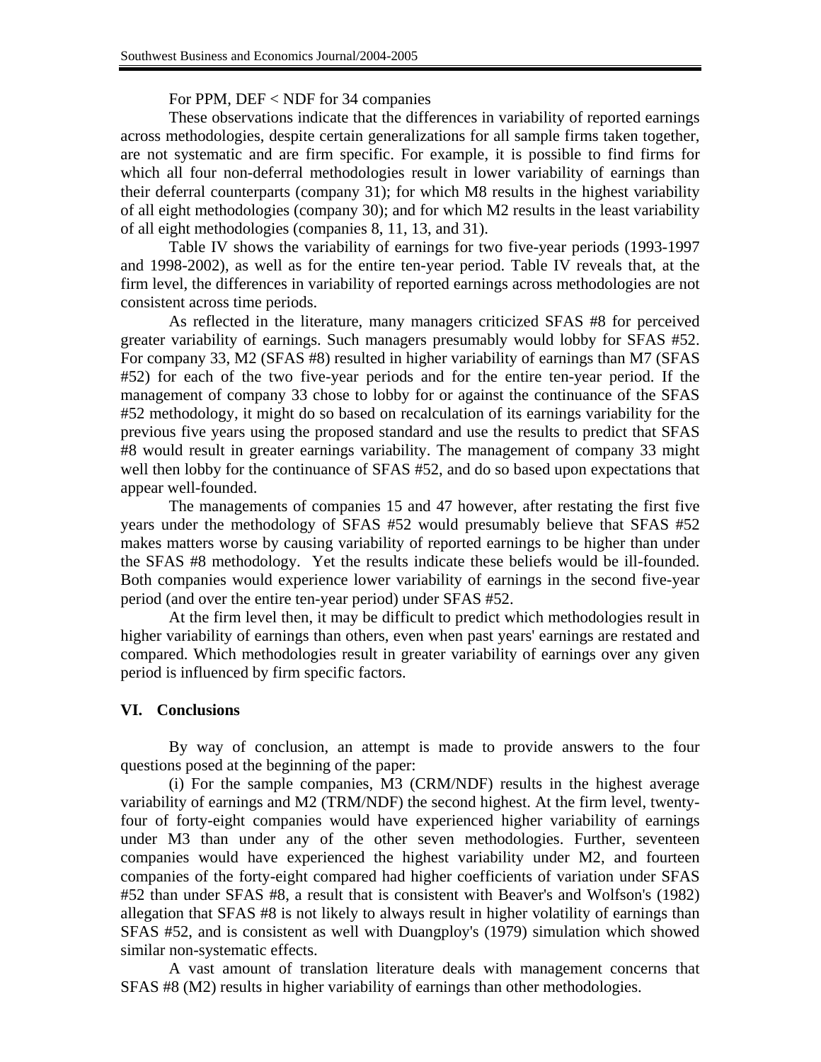For PPM, DEF < NDF for 34 companies

These observations indicate that the differences in variability of reported earnings across methodologies, despite certain generalizations for all sample firms taken together, are not systematic and are firm specific. For example, it is possible to find firms for which all four non-deferral methodologies result in lower variability of earnings than their deferral counterparts (company 31); for which M8 results in the highest variability of all eight methodologies (company 30); and for which M2 results in the least variability of all eight methodologies (companies 8, 11, 13, and 31).

Table IV shows the variability of earnings for two five-year periods (1993-1997 and 1998-2002), as well as for the entire ten-year period. Table IV reveals that, at the firm level, the differences in variability of reported earnings across methodologies are not consistent across time periods.

As reflected in the literature, many managers criticized SFAS #8 for perceived greater variability of earnings. Such managers presumably would lobby for SFAS #52. For company 33, M2 (SFAS #8) resulted in higher variability of earnings than M7 (SFAS #52) for each of the two five-year periods and for the entire ten-year period. If the management of company 33 chose to lobby for or against the continuance of the SFAS #52 methodology, it might do so based on recalculation of its earnings variability for the previous five years using the proposed standard and use the results to predict that SFAS #8 would result in greater earnings variability. The management of company 33 might well then lobby for the continuance of SFAS #52, and do so based upon expectations that appear well-founded.

The managements of companies 15 and 47 however, after restating the first five years under the methodology of SFAS #52 would presumably believe that SFAS #52 makes matters worse by causing variability of reported earnings to be higher than under the SFAS #8 methodology. Yet the results indicate these beliefs would be ill-founded. Both companies would experience lower variability of earnings in the second five-year period (and over the entire ten-year period) under SFAS #52.

At the firm level then, it may be difficult to predict which methodologies result in higher variability of earnings than others, even when past years' earnings are restated and compared. Which methodologies result in greater variability of earnings over any given period is influenced by firm specific factors.

## VI. Conclusions

By way of conclusion, an attempt is made to provide answers to the four questions posed at the beginning of the paper:

(i) For the sample companies, M3 (CRM/NDF) results in the highest average variability of earnings and M2 (TRM/NDF) the second highest. At the firm level, twenty-four of forty-eight companies would have experienced higher variability of earnings under M3 than under any of the other seven methodologies. Further, seventeen companies would have experienced the highest variability under M2, and fourteen companies of the forty-eight compared had higher coefficients of variation under SFAS #52 than under SFAS #8, a result that is consistent with Beaver's and Wolfson's (1982) allegation that SFAS #8 is not likely to always result in higher volatility of earnings than SFAS #52, and is consistent as well with Duangploy's (1979) simulation which showed similar non-systematic effects.

A vast amount of translation literature deals with management concerns that SFAS #8 (M2) results in higher variability of earnings than other methodologies.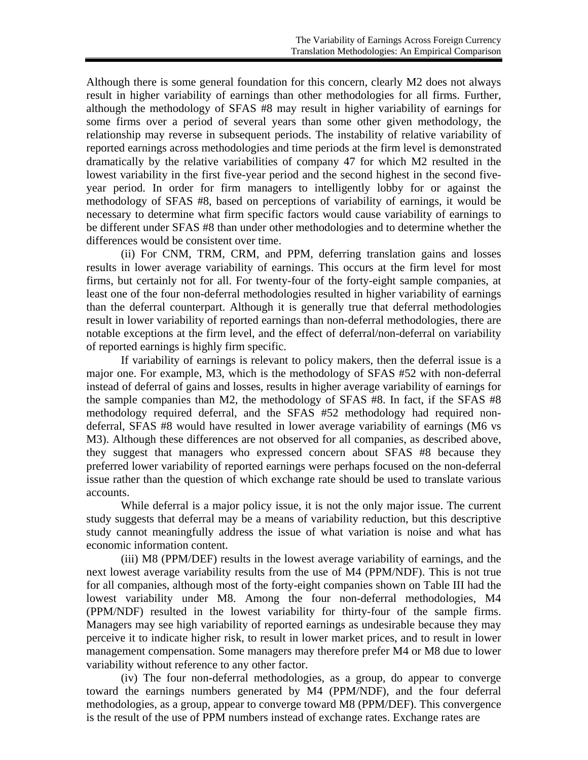Although there is some general foundation for this concern, clearly M2 does not always result in higher variability of earnings than other methodologies for all firms. Further, although the methodology of SFAS #8 may result in higher variability of earnings for some firms over a period of several years than some other given methodology, the relationship may reverse in subsequent periods. The instability of relative variability of reported earnings across methodologies and time periods at the firm level is demonstrated dramatically by the relative variabilities of company 47 for which M2 resulted in the lowest variability in the first five-year period and the second highest in the second five-year period. In order for firm managers to intelligently lobby for or against the methodology of SFAS #8, based on perceptions of variability of earnings, it would be necessary to determine what firm specific factors would cause variability of earnings to be different under SFAS #8 than under other methodologies and to determine whether the differences would be consistent over time.

(ii) For CNM, TRM, CRM, and PPM, deferring translation gains and losses results in lower average variability of earnings. This occurs at the firm level for most firms, but certainly not for all. For twenty-four of the forty-eight sample companies, at least one of the four non-deferral methodologies resulted in higher variability of earnings than the deferral counterpart. Although it is generally true that deferral methodologies result in lower variability of reported earnings than non-deferral methodologies, there are notable exceptions at the firm level, and the effect of deferral/non-deferral on variability of reported earnings is highly firm specific.

If variability of earnings is relevant to policy makers, then the deferral issue is a major one. For example, M3, which is the methodology of SFAS #52 with non-deferral instead of deferral of gains and losses, results in higher average variability of earnings for the sample companies than M2, the methodology of SFAS #8. In fact, if the SFAS #8 methodology required deferral, and the SFAS #52 methodology had required non-deferral, SFAS #8 would have resulted in lower average variability of earnings (M6 vs M3). Although these differences are not observed for all companies, as described above, they suggest that managers who expressed concern about SFAS #8 because they preferred lower variability of reported earnings were perhaps focused on the non-deferral issue rather than the question of which exchange rate should be used to translate various accounts.

While deferral is a major policy issue, it is not the only major issue. The current study suggests that deferral may be a means of variability reduction, but this descriptive study cannot meaningfully address the issue of what variation is noise and what has economic information content.

(iii) M8 (PPM/DEF) results in the lowest average variability of earnings, and the next lowest average variability results from the use of M4 (PPM/NDF). This is not true for all companies, although most of the forty-eight companies shown on Table III had the lowest variability under M8. Among the four non-deferral methodologies, M4 (PPM/NDF) resulted in the lowest variability for thirty-four of the sample firms. Managers may see high variability of reported earnings as undesirable because they may perceive it to indicate higher risk, to result in lower market prices, and to result in lower management compensation. Some managers may therefore prefer M4 or M8 due to lower variability without reference to any other factor.

(iv) The four non-deferral methodologies, as a group, do appear to converge toward the earnings numbers generated by M4 (PPM/NDF), and the four deferral methodologies, as a group, appear to converge toward M8 (PPM/DEF). This convergence is the result of the use of PPM numbers instead of exchange rates. Exchange rates are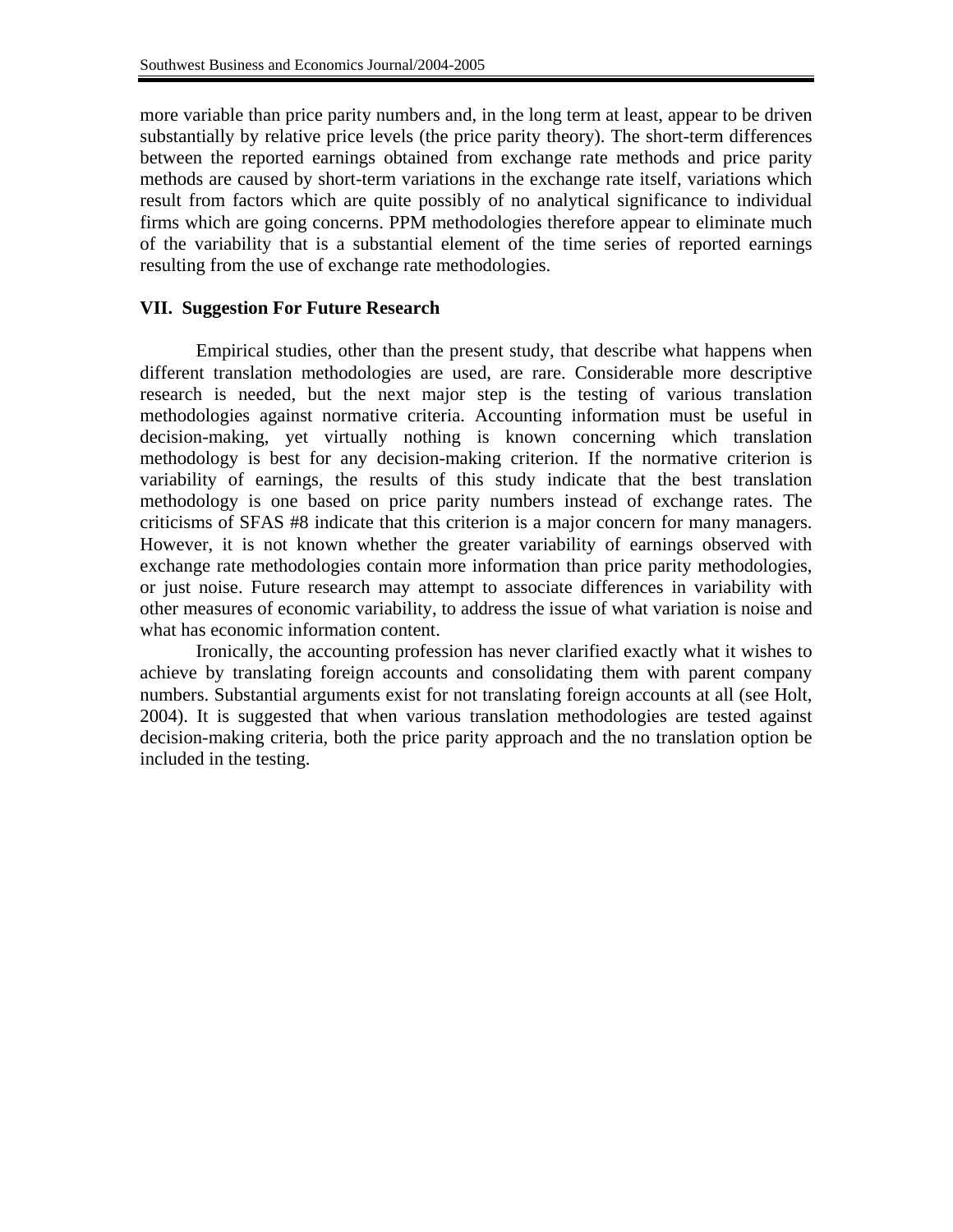more variable than price parity numbers and, in the long term at least, appear to be driven substantially by relative price levels (the price parity theory). The short-term differences between the reported earnings obtained from exchange rate methods and price parity methods are caused by short-term variations in the exchange rate itself, variations which result from factors which are quite possibly of no analytical significance to individual firms which are going concerns. PPM methodologies therefore appear to eliminate much of the variability that is a substantial element of the time series of reported earnings resulting from the use of exchange rate methodologies.

## VII. Suggestion For Future Research

Empirical studies, other than the present study, that describe what happens when different translation methodologies are used, are rare. Considerable more descriptive research is needed, but the next major step is the testing of various translation methodologies against normative criteria. Accounting information must be useful in decision-making, yet virtually nothing is known concerning which translation methodology is best for any decision-making criterion. If the normative criterion is variability of earnings, the results of this study indicate that the best translation methodology is one based on price parity numbers instead of exchange rates. The criticisms of SFAS #8 indicate that this criterion is a major concern for many managers. However, it is not known whether the greater variability of earnings observed with exchange rate methodologies contain more information than price parity methodologies, or just noise. Future research may attempt to associate differences in variability with other measures of economic variability, to address the issue of what variation is noise and what has economic information content.

Ironically, the accounting profession has never clarified exactly what it wishes to achieve by translating foreign accounts and consolidating them with parent company numbers. Substantial arguments exist for not translating foreign accounts at all (see Holt, 2004). It is suggested that when various translation methodologies are tested against decision-making criteria, both the price parity approach and the no translation option be included in the testing.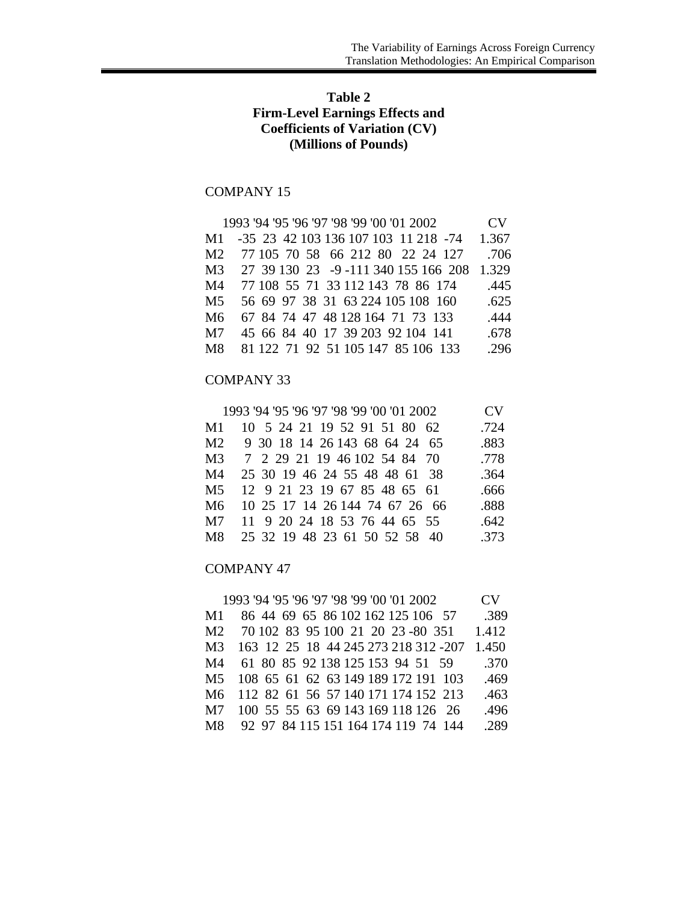**Table 2**
**Firm-Level Earnings Effects and Coefficients of Variation (CV)**
**(Millions of Pounds)**

COMPANY 15

| | 1993 | '94 | '95 | '96 | '97 | '98 | '99 | '00 | '01 | 2002 | CV |
|---|---|---|---|---|---|---|---|---|---|---|---|
| M1 | -35 | 23 | 42 | 103 | 136 | 107 | 103 | 11 | 218 | -74 | 1.367 |
| M2 | 77 | 105 | 70 | 58 | 66 | 212 | 80 | 22 | 24 | 127 | .706 |
| M3 | 27 | 39 | 130 | 23 | -9 | -111 | 340 | 155 | 166 | 208 | 1.329 |
| M4 | 77 | 108 | 55 | 71 | 33 | 112 | 143 | 78 | 86 | 174 | .445 |
| M5 | 56 | 69 | 97 | 38 | 31 | 63 | 224 | 105 | 108 | 160 | .625 |
| M6 | 67 | 84 | 74 | 47 | 48 | 128 | 164 | 71 | 73 | 133 | .444 |
| M7 | 45 | 66 | 84 | 40 | 17 | 39 | 203 | 92 | 104 | 141 | .678 |
| M8 | 81 | 122 | 71 | 92 | 51 | 105 | 147 | 85 | 106 | 133 | .296 |

COMPANY 33

| | 1993 | '94 | '95 | '96 | '97 | '98 | '99 | '00 | '01 | 2002 | CV |
|---|---|---|---|---|---|---|---|---|---|---|---|
| M1 | 10 | 5 | 24 | 21 | 19 | 52 | 91 | 51 | 80 | 62 | .724 |
| M2 | 9 | 30 | 18 | 14 | 26 | 143 | 68 | 64 | 24 | 65 | .883 |
| M3 | 7 | 2 | 29 | 21 | 19 | 46 | 102 | 54 | 84 | 70 | .778 |
| M4 | 25 | 30 | 19 | 46 | 24 | 55 | 48 | 48 | 61 | 38 | .364 |
| M5 | 12 | 9 | 21 | 23 | 19 | 67 | 85 | 48 | 65 | 61 | .666 |
| M6 | 10 | 25 | 17 | 14 | 26 | 144 | 74 | 67 | 26 | 66 | .888 |
| M7 | 11 | 9 | 20 | 24 | 18 | 53 | 76 | 44 | 65 | 55 | .642 |
| M8 | 25 | 32 | 19 | 48 | 23 | 61 | 50 | 52 | 58 | 40 | .373 |

COMPANY 47

| | 1993 | '94 | '95 | '96 | '97 | '98 | '99 | '00 | '01 | 2002 | CV |
|---|---|---|---|---|---|---|---|---|---|---|---|
| M1 | 86 | 44 | 69 | 65 | 86 | 102 | 162 | 125 | 106 | 57 | .389 |
| M2 | 70 | 102 | 83 | 95 | 100 | 21 | 20 | 23 | -80 | 351 | 1.412 |
| M3 | 163 | 12 | 25 | 18 | 44 | 245 | 273 | 218 | 312 | -207 | 1.450 |
| M4 | 61 | 80 | 85 | 92 | 138 | 125 | 153 | 94 | 51 | 59 | .370 |
| M5 | 108 | 65 | 61 | 62 | 63 | 149 | 189 | 172 | 191 | 103 | .469 |
| M6 | 112 | 82 | 61 | 56 | 57 | 140 | 171 | 174 | 152 | 213 | .463 |
| M7 | 100 | 55 | 55 | 63 | 69 | 143 | 169 | 118 | 126 | 26 | .496 |
| M8 | 92 | 97 | 84 | 115 | 151 | 164 | 174 | 119 | 74 | 144 | .289 |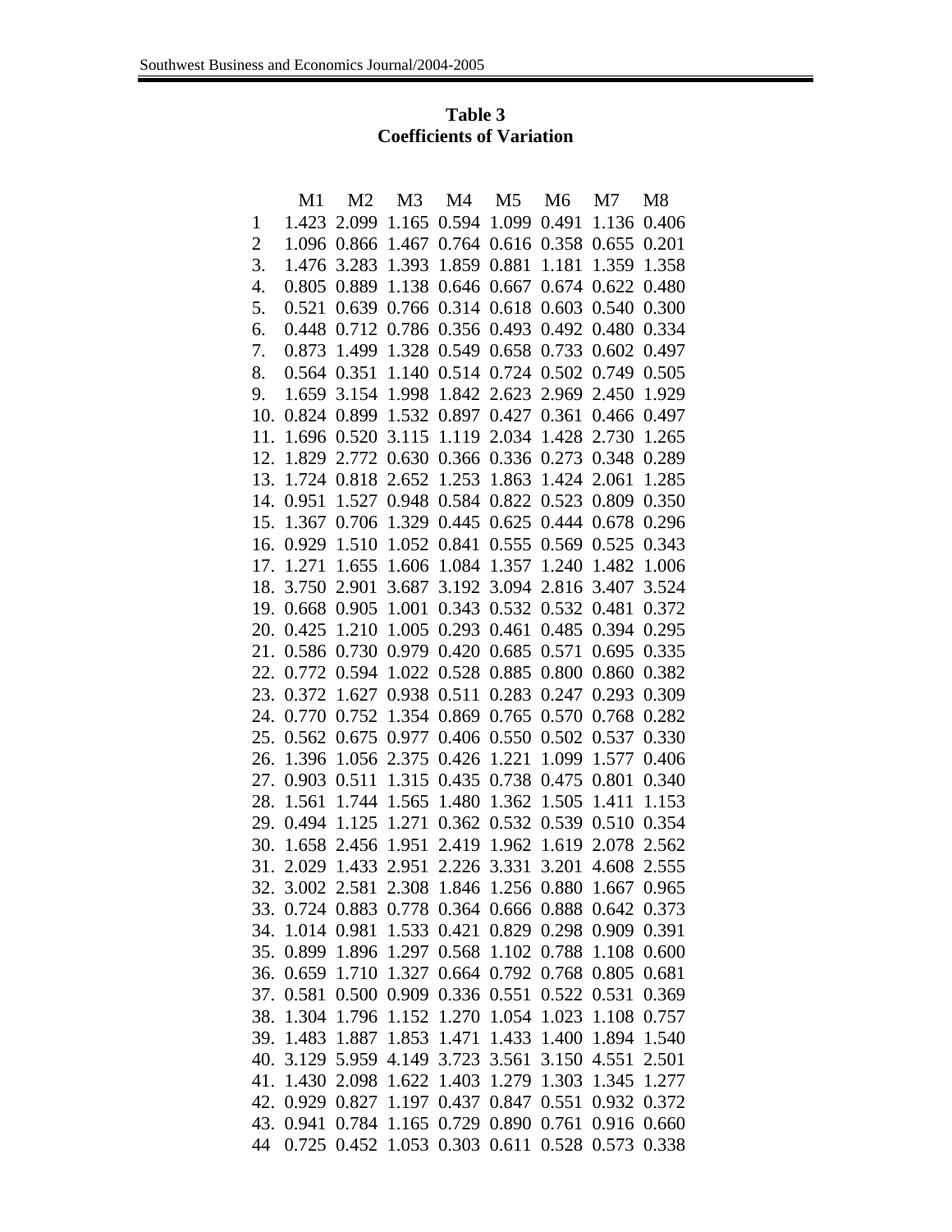**Table 3**
**Coefficients of Variation**

| | M1 | M2 | M3 | M4 | M5 | M6 | M7 | M8 |
|---|---|---|---|---|---|---|---|---|
| 1 | 1.423 | 2.099 | 1.165 | 0.594 | 1.099 | 0.491 | 1.136 | 0.406 |
| 2 | 1.096 | 0.866 | 1.467 | 0.764 | 0.616 | 0.358 | 0.655 | 0.201 |
| 3. | 1.476 | 3.283 | 1.393 | 1.859 | 0.881 | 1.181 | 1.359 | 1.358 |
| 4. | 0.805 | 0.889 | 1.138 | 0.646 | 0.667 | 0.674 | 0.622 | 0.480 |
| 5. | 0.521 | 0.639 | 0.766 | 0.314 | 0.618 | 0.603 | 0.540 | 0.300 |
| 6. | 0.448 | 0.712 | 0.786 | 0.356 | 0.493 | 0.492 | 0.480 | 0.334 |
| 7. | 0.873 | 1.499 | 1.328 | 0.549 | 0.658 | 0.733 | 0.602 | 0.497 |
| 8. | 0.564 | 0.351 | 1.140 | 0.514 | 0.724 | 0.502 | 0.749 | 0.505 |
| 9. | 1.659 | 3.154 | 1.998 | 1.842 | 2.623 | 2.969 | 2.450 | 1.929 |
| 10. | 0.824 | 0.899 | 1.532 | 0.897 | 0.427 | 0.361 | 0.466 | 0.497 |
| 11. | 1.696 | 0.520 | 3.115 | 1.119 | 2.034 | 1.428 | 2.730 | 1.265 |
| 12. | 1.829 | 2.772 | 0.630 | 0.366 | 0.336 | 0.273 | 0.348 | 0.289 |
| 13. | 1.724 | 0.818 | 2.652 | 1.253 | 1.863 | 1.424 | 2.061 | 1.285 |
| 14. | 0.951 | 1.527 | 0.948 | 0.584 | 0.822 | 0.523 | 0.809 | 0.350 |
| 15. | 1.367 | 0.706 | 1.329 | 0.445 | 0.625 | 0.444 | 0.678 | 0.296 |
| 16. | 0.929 | 1.510 | 1.052 | 0.841 | 0.555 | 0.569 | 0.525 | 0.343 |
| 17. | 1.271 | 1.655 | 1.606 | 1.084 | 1.357 | 1.240 | 1.482 | 1.006 |
| 18. | 3.750 | 2.901 | 3.687 | 3.192 | 3.094 | 2.816 | 3.407 | 3.524 |
| 19. | 0.668 | 0.905 | 1.001 | 0.343 | 0.532 | 0.532 | 0.481 | 0.372 |
| 20. | 0.425 | 1.210 | 1.005 | 0.293 | 0.461 | 0.485 | 0.394 | 0.295 |
| 21. | 0.586 | 0.730 | 0.979 | 0.420 | 0.685 | 0.571 | 0.695 | 0.335 |
| 22. | 0.772 | 0.594 | 1.022 | 0.528 | 0.885 | 0.800 | 0.860 | 0.382 |
| 23. | 0.372 | 1.627 | 0.938 | 0.511 | 0.283 | 0.247 | 0.293 | 0.309 |
| 24. | 0.770 | 0.752 | 1.354 | 0.869 | 0.765 | 0.570 | 0.768 | 0.282 |
| 25. | 0.562 | 0.675 | 0.977 | 0.406 | 0.550 | 0.502 | 0.537 | 0.330 |
| 26. | 1.396 | 1.056 | 2.375 | 0.426 | 1.221 | 1.099 | 1.577 | 0.406 |
| 27. | 0.903 | 0.511 | 1.315 | 0.435 | 0.738 | 0.475 | 0.801 | 0.340 |
| 28. | 1.561 | 1.744 | 1.565 | 1.480 | 1.362 | 1.505 | 1.411 | 1.153 |
| 29. | 0.494 | 1.125 | 1.271 | 0.362 | 0.532 | 0.539 | 0.510 | 0.354 |
| 30. | 1.658 | 2.456 | 1.951 | 2.419 | 1.962 | 1.619 | 2.078 | 2.562 |
| 31. | 2.029 | 1.433 | 2.951 | 2.226 | 3.331 | 3.201 | 4.608 | 2.555 |
| 32. | 3.002 | 2.581 | 2.308 | 1.846 | 1.256 | 0.880 | 1.667 | 0.965 |
| 33. | 0.724 | 0.883 | 0.778 | 0.364 | 0.666 | 0.888 | 0.642 | 0.373 |
| 34. | 1.014 | 0.981 | 1.533 | 0.421 | 0.829 | 0.298 | 0.909 | 0.391 |
| 35. | 0.899 | 1.896 | 1.297 | 0.568 | 1.102 | 0.788 | 1.108 | 0.600 |
| 36. | 0.659 | 1.710 | 1.327 | 0.664 | 0.792 | 0.768 | 0.805 | 0.681 |
| 37. | 0.581 | 0.500 | 0.909 | 0.336 | 0.551 | 0.522 | 0.531 | 0.369 |
| 38. | 1.304 | 1.796 | 1.152 | 1.270 | 1.054 | 1.023 | 1.108 | 0.757 |
| 39. | 1.483 | 1.887 | 1.853 | 1.471 | 1.433 | 1.400 | 1.894 | 1.540 |
| 40. | 3.129 | 5.959 | 4.149 | 3.723 | 3.561 | 3.150 | 4.551 | 2.501 |
| 41. | 1.430 | 2.098 | 1.622 | 1.403 | 1.279 | 1.303 | 1.345 | 1.277 |
| 42. | 0.929 | 0.827 | 1.197 | 0.437 | 0.847 | 0.551 | 0.932 | 0.372 |
| 43. | 0.941 | 0.784 | 1.165 | 0.729 | 0.890 | 0.761 | 0.916 | 0.660 |
| 44 | 0.725 | 0.452 | 1.053 | 0.303 | 0.611 | 0.528 | 0.573 | 0.338 |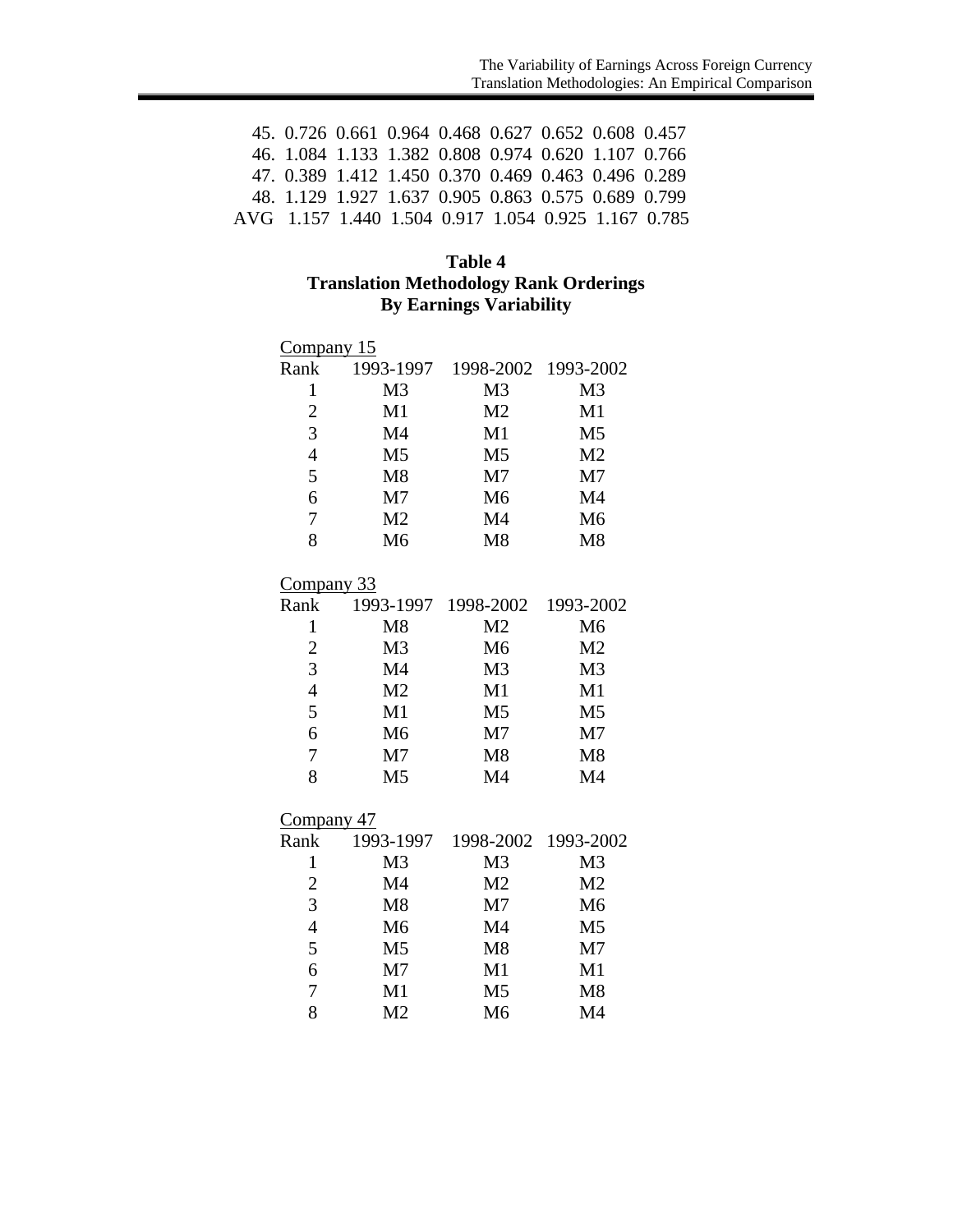| | | | | | | | | |
|---|---|---|---|---|---|---|---|---|
| 45. | 0.726 | 0.661 | 0.964 | 0.468 | 0.627 | 0.652 | 0.608 | 0.457 |
| 46. | 1.084 | 1.133 | 1.382 | 0.808 | 0.974 | 0.620 | 1.107 | 0.766 |
| 47. | 0.389 | 1.412 | 1.450 | 0.370 | 0.469 | 0.463 | 0.496 | 0.289 |
| 48. | 1.129 | 1.927 | 1.637 | 0.905 | 0.863 | 0.575 | 0.689 | 0.799 |
| AVG | 1.157 | 1.440 | 1.504 | 0.917 | 1.054 | 0.925 | 1.167 | 0.785 |

**Table 4**
**Translation Methodology Rank Orderings**
**By Earnings Variability**

Company 15

| Rank | 1993-1997 | 1998-2002 | 1993-2002 |
|---|---|---|---|
| 1 | M3 | M3 | M3 |
| 2 | M1 | M2 | M1 |
| 3 | M4 | M1 | M5 |
| 4 | M5 | M5 | M2 |
| 5 | M8 | M7 | M7 |
| 6 | M7 | M6 | M4 |
| 7 | M2 | M4 | M6 |
| 8 | M6 | M8 | M8 |

Company 33

| Rank | 1993-1997 | 1998-2002 | 1993-2002 |
|---|---|---|---|
| 1 | M8 | M2 | M6 |
| 2 | M3 | M6 | M2 |
| 3 | M4 | M3 | M3 |
| 4 | M2 | M1 | M1 |
| 5 | M1 | M5 | M5 |
| 6 | M6 | M7 | M7 |
| 7 | M7 | M8 | M8 |
| 8 | M5 | M4 | M4 |

Company 47

| Rank | 1993-1997 | 1998-2002 | 1993-2002 |
|---|---|---|---|
| 1 | M3 | M3 | M3 |
| 2 | M4 | M2 | M2 |
| 3 | M8 | M7 | M6 |
| 4 | M6 | M4 | M5 |
| 5 | M5 | M8 | M7 |
| 6 | M7 | M1 | M1 |
| 7 | M1 | M5 | M8 |
| 8 | M2 | M6 | M4 |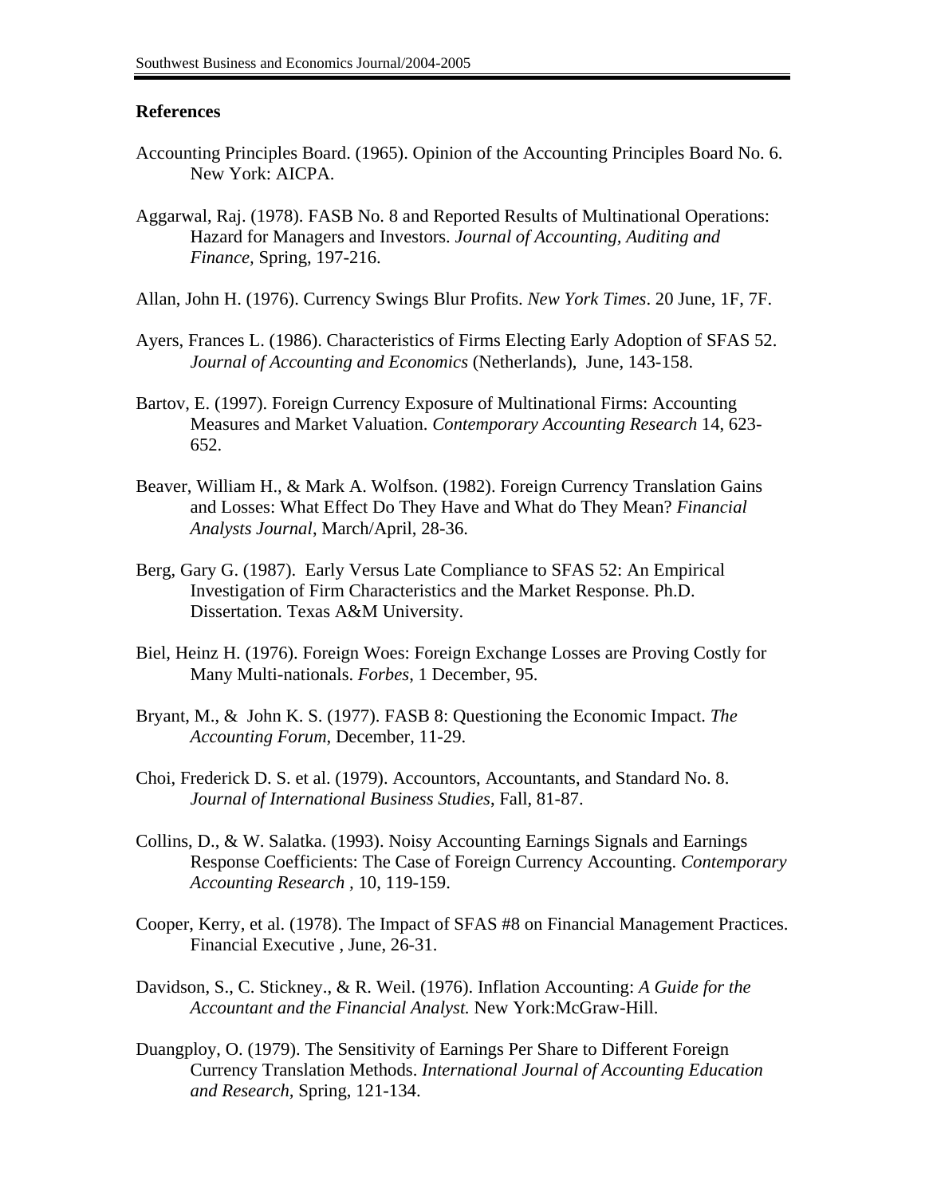## References

Accounting Principles Board. (1965). Opinion of the Accounting Principles Board No. 6. New York: AICPA.

Aggarwal, Raj. (1978). FASB No. 8 and Reported Results of Multinational Operations: Hazard for Managers and Investors. *Journal of Accounting, Auditing and Finance,* Spring, 197-216.

Allan, John H. (1976). Currency Swings Blur Profits. *New York Times*. 20 June, 1F, 7F.

Ayers, Frances L. (1986). Characteristics of Firms Electing Early Adoption of SFAS 52. *Journal of Accounting and Economics* (Netherlands), June, 143-158.

Bartov, E. (1997). Foreign Currency Exposure of Multinational Firms: Accounting Measures and Market Valuation. *Contemporary Accounting Research* 14, 623-652.

Beaver, William H., & Mark A. Wolfson. (1982). Foreign Currency Translation Gains and Losses: What Effect Do They Have and What do They Mean? *Financial Analysts Journal*, March/April, 28-36.

Berg, Gary G. (1987). Early Versus Late Compliance to SFAS 52: An Empirical Investigation of Firm Characteristics and the Market Response. Ph.D. Dissertation. Texas A&M University.

Biel, Heinz H. (1976). Foreign Woes: Foreign Exchange Losses are Proving Costly for Many Multi-nationals. *Forbes*, 1 December, 95.

Bryant, M., & John K. S. (1977). FASB 8: Questioning the Economic Impact. *The Accounting Forum*, December, 11-29.

Choi, Frederick D. S. et al. (1979). Accountors, Accountants, and Standard No. 8. *Journal of International Business Studies,* Fall, 81-87.

Collins, D., & W. Salatka. (1993). Noisy Accounting Earnings Signals and Earnings Response Coefficients: The Case of Foreign Currency Accounting. *Contemporary Accounting Research ,* 10, 119-159.

Cooper, Kerry, et al. (1978). The Impact of SFAS #8 on Financial Management Practices. Financial Executive , June, 26-31.

Davidson, S., C. Stickney., & R. Weil. (1976). Inflation Accounting: *A Guide for the Accountant and the Financial Analyst.* New York:McGraw-Hill.

Duangploy, O. (1979). The Sensitivity of Earnings Per Share to Different Foreign Currency Translation Methods. *International Journal of Accounting Education and Research,* Spring, 121-134.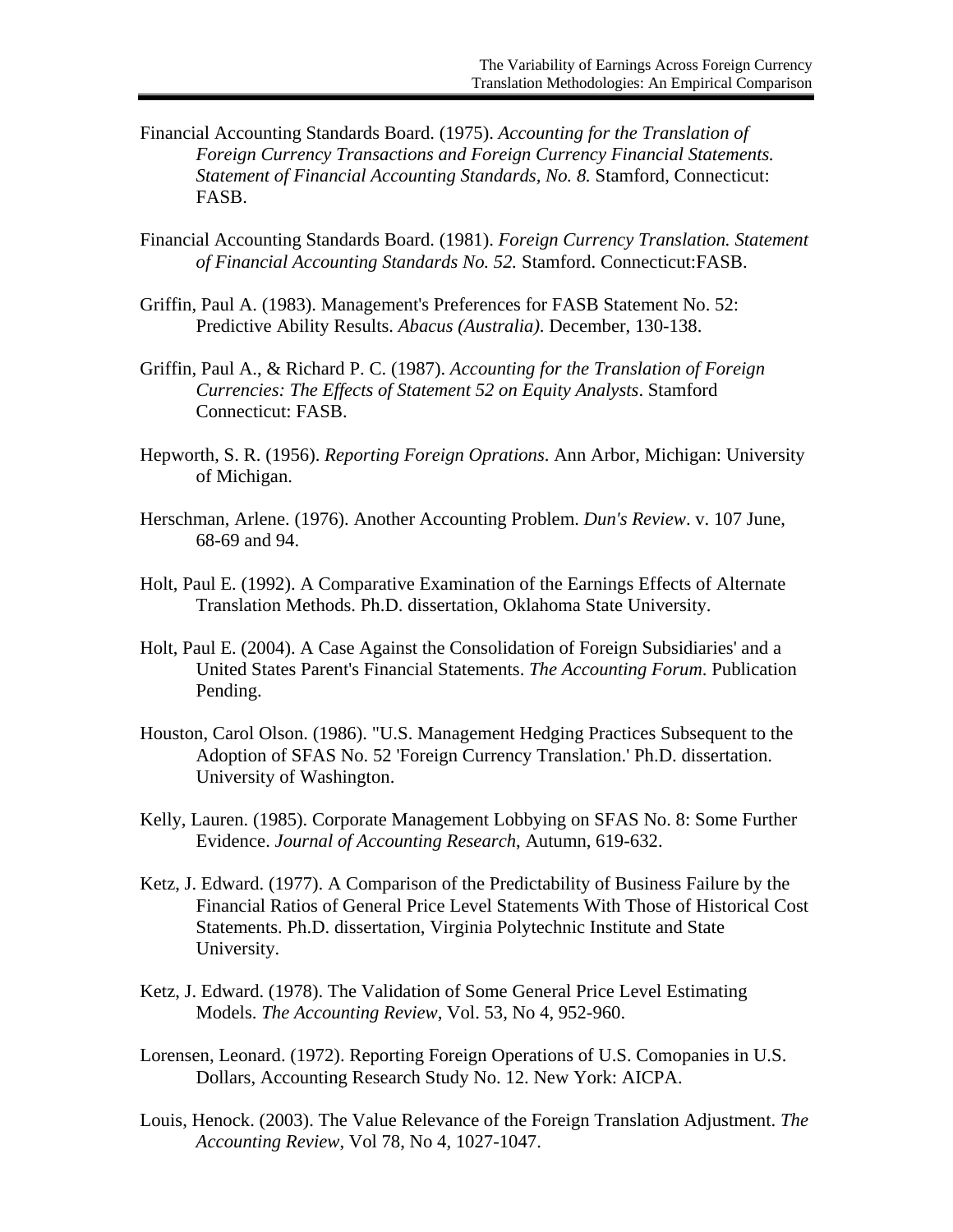Financial Accounting Standards Board. (1975). *Accounting for the Translation of Foreign Currency Transactions and Foreign Currency Financial Statements. Statement of Financial Accounting Standards, No. 8.* Stamford, Connecticut: FASB.

Financial Accounting Standards Board. (1981). *Foreign Currency Translation. Statement of Financial Accounting Standards No. 52.* Stamford. Connecticut:FASB.

Griffin, Paul A. (1983). Management's Preferences for FASB Statement No. 52: Predictive Ability Results. *Abacus (Australia)*. December, 130-138.

Griffin, Paul A., & Richard P. C. (1987). *Accounting for the Translation of Foreign Currencies: The Effects of Statement 52 on Equity Analysts*. Stamford Connecticut: FASB.

Hepworth, S. R. (1956). *Reporting Foreign Oprations*. Ann Arbor, Michigan: University of Michigan.

Herschman, Arlene. (1976). Another Accounting Problem. *Dun's Review*. v. 107 June, 68-69 and 94.

Holt, Paul E. (1992). A Comparative Examination of the Earnings Effects of Alternate Translation Methods. Ph.D. dissertation, Oklahoma State University.

Holt, Paul E. (2004). A Case Against the Consolidation of Foreign Subsidiaries' and a United States Parent's Financial Statements. *The Accounting Forum*. Publication Pending.

Houston, Carol Olson. (1986). "U.S. Management Hedging Practices Subsequent to the Adoption of SFAS No. 52 'Foreign Currency Translation.' Ph.D. dissertation. University of Washington.

Kelly, Lauren. (1985). Corporate Management Lobbying on SFAS No. 8: Some Further Evidence. *Journal of Accounting Research*, Autumn, 619-632.

Ketz, J. Edward. (1977). A Comparison of the Predictability of Business Failure by the Financial Ratios of General Price Level Statements With Those of Historical Cost Statements. Ph.D. dissertation, Virginia Polytechnic Institute and State University.

Ketz, J. Edward. (1978). The Validation of Some General Price Level Estimating Models. *The Accounting Review*, Vol. 53, No 4, 952-960.

Lorensen, Leonard. (1972). Reporting Foreign Operations of U.S. Comopanies in U.S. Dollars, Accounting Research Study No. 12. New York: AICPA.

Louis, Henock. (2003). The Value Relevance of the Foreign Translation Adjustment. *The Accounting Review*, Vol 78, No 4, 1027-1047.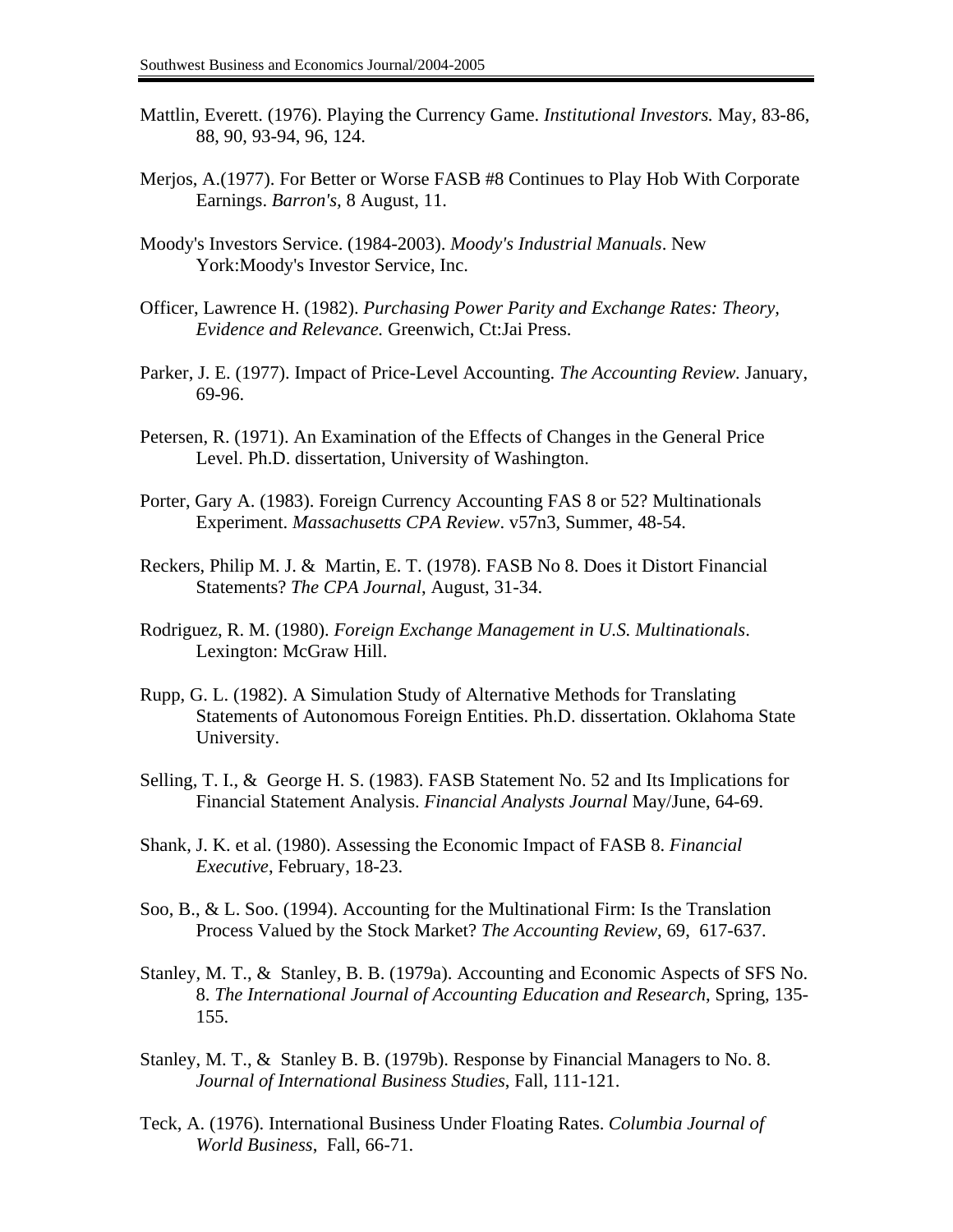Mattlin, Everett. (1976). Playing the Currency Game. *Institutional Investors.* May, 83-86, 88, 90, 93-94, 96, 124.

Merjos, A.(1977). For Better or Worse FASB #8 Continues to Play Hob With Corporate Earnings. *Barron's,* 8 August, 11.

Moody's Investors Service. (1984-2003). *Moody's Industrial Manuals*. New York:Moody's Investor Service, Inc.

Officer, Lawrence H. (1982). *Purchasing Power Parity and Exchange Rates: Theory, Evidence and Relevance.* Greenwich, Ct:Jai Press.

Parker, J. E. (1977). Impact of Price-Level Accounting. *The Accounting Review.* January, 69-96.

Petersen, R. (1971). An Examination of the Effects of Changes in the General Price Level. Ph.D. dissertation, University of Washington.

Porter, Gary A. (1983). Foreign Currency Accounting FAS 8 or 52? Multinationals Experiment. *Massachusetts CPA Review*. v57n3, Summer, 48-54.

Reckers, Philip M. J. & Martin, E. T. (1978). FASB No 8. Does it Distort Financial Statements? *The CPA Journal*, August, 31-34.

Rodriguez, R. M. (1980). *Foreign Exchange Management in U.S. Multinationals*. Lexington: McGraw Hill.

Rupp, G. L. (1982). A Simulation Study of Alternative Methods for Translating Statements of Autonomous Foreign Entities. Ph.D. dissertation. Oklahoma State University.

Selling, T. I., & George H. S. (1983). FASB Statement No. 52 and Its Implications for Financial Statement Analysis. *Financial Analysts Journal* May/June, 64-69.

Shank, J. K. et al. (1980). Assessing the Economic Impact of FASB 8. *Financial Executive*, February, 18-23.

Soo, B., & L. Soo. (1994). Accounting for the Multinational Firm: Is the Translation Process Valued by the Stock Market? *The Accounting Review*, 69, 617-637.

Stanley, M. T., & Stanley, B. B. (1979a). Accounting and Economic Aspects of SFS No. 8. *The International Journal of Accounting Education and Research*, Spring, 135-155.

Stanley, M. T., & Stanley B. B. (1979b). Response by Financial Managers to No. 8. *Journal of International Business Studies*, Fall, 111-121.

Teck, A. (1976). International Business Under Floating Rates. *Columbia Journal of World Business*, Fall, 66-71.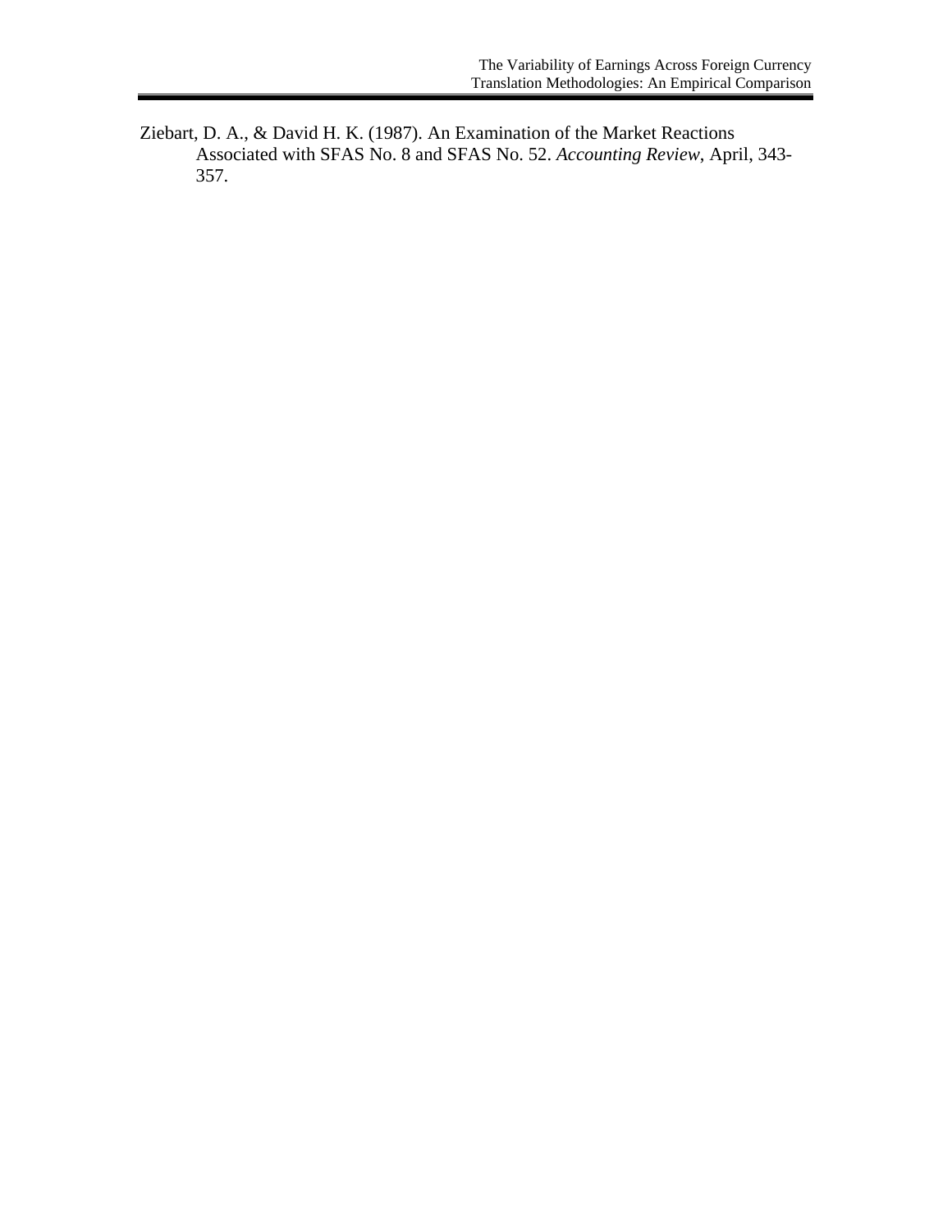Ziebart, D. A., & David H. K. (1987). An Examination of the Market Reactions Associated with SFAS No. 8 and SFAS No. 52. *Accounting Review*, April, 343-357.